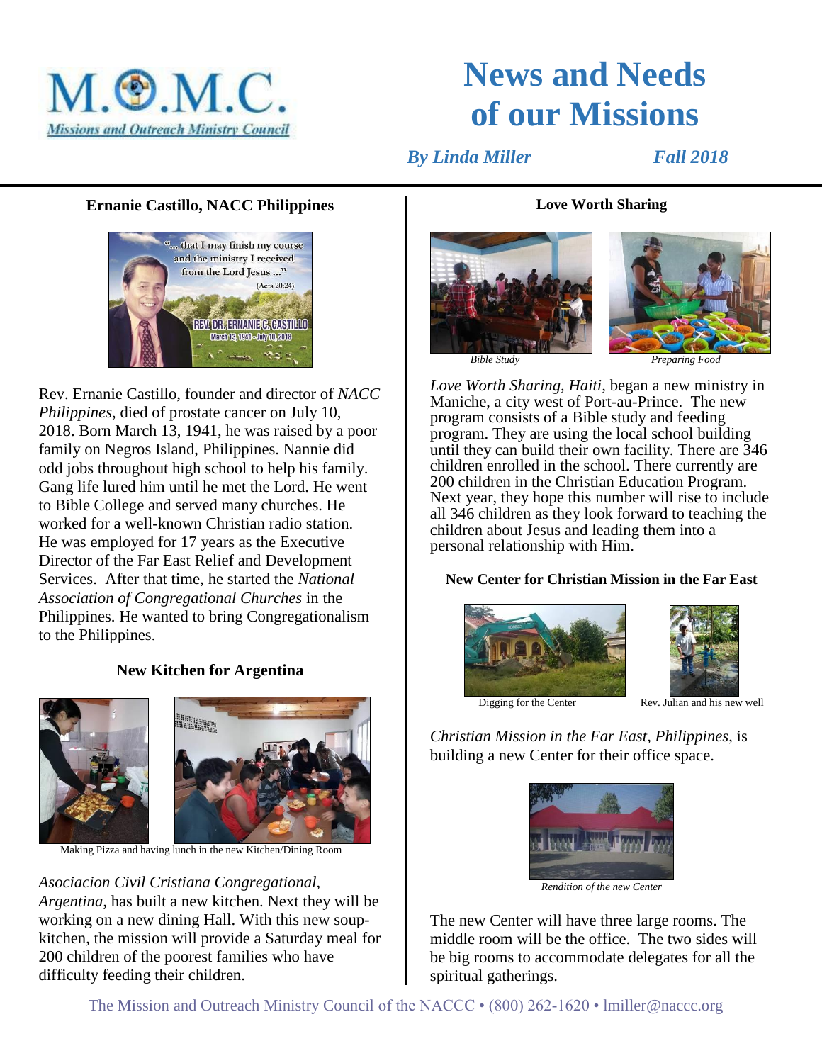M.O.M.C.
*Missions and Outreach Ministry Council*

# News and Needs of our Missions

*By Linda Miller* *Fall 2018*

### Ernanie Castillo, NACC Philippines

"... that I may finish my course and the ministry I received from the Lord Jesus ..." (Acts 20:24)

REV. DR. ERNANIE C. CASTILLO
March 13, 1941 - July 10, 2018

Rev. Ernanie Castillo, founder and director of *NACC Philippines*, died of prostate cancer on July 10, 2018. Born March 13, 1941, he was raised by a poor family on Negros Island, Philippines. Nannie did odd jobs throughout high school to help his family. Gang life lured him until he met the Lord. He went to Bible College and served many churches. He worked for a well-known Christian radio station. He was employed for 17 years as the Executive Director of the Far East Relief and Development Services. After that time, he started the *National Association of Congregational Churches* in the Philippines. He wanted to bring Congregationalism to the Philippines.

### New Kitchen for Argentina

Making Pizza and having lunch in the new Kitchen/Dining Room

*Asociacion Civil Cristiana Congregational, Argentina,* has built a new kitchen. Next they will be working on a new dining Hall. With this new soup-kitchen, the mission will provide a Saturday meal for 200 children of the poorest families who have difficulty feeding their children.

### Love Worth Sharing

*Bible Study* *Preparing Food*

*Love Worth Sharing, Haiti,* began a new ministry in Maniche, a city west of Port-au-Prince. The new program consists of a Bible study and feeding program. They are using the local school building until they can build their own facility. There are 346 children enrolled in the school. There currently are 200 children in the Christian Education Program. Next year, they hope this number will rise to include all 346 children as they look forward to teaching the children about Jesus and leading them into a personal relationship with Him.

### New Center for Christian Mission in the Far East

Digging for the Center Rev. Julian and his new well

*Christian Mission in the Far East, Philippines*, is building a new Center for their office space.

*Rendition of the new Center*

The new Center will have three large rooms. The middle room will be the office. The two sides will be big rooms to accommodate delegates for all the spiritual gatherings.

The Mission and Outreach Ministry Council of the NACCC • (800) 262-1620 • lmiller@naccc.org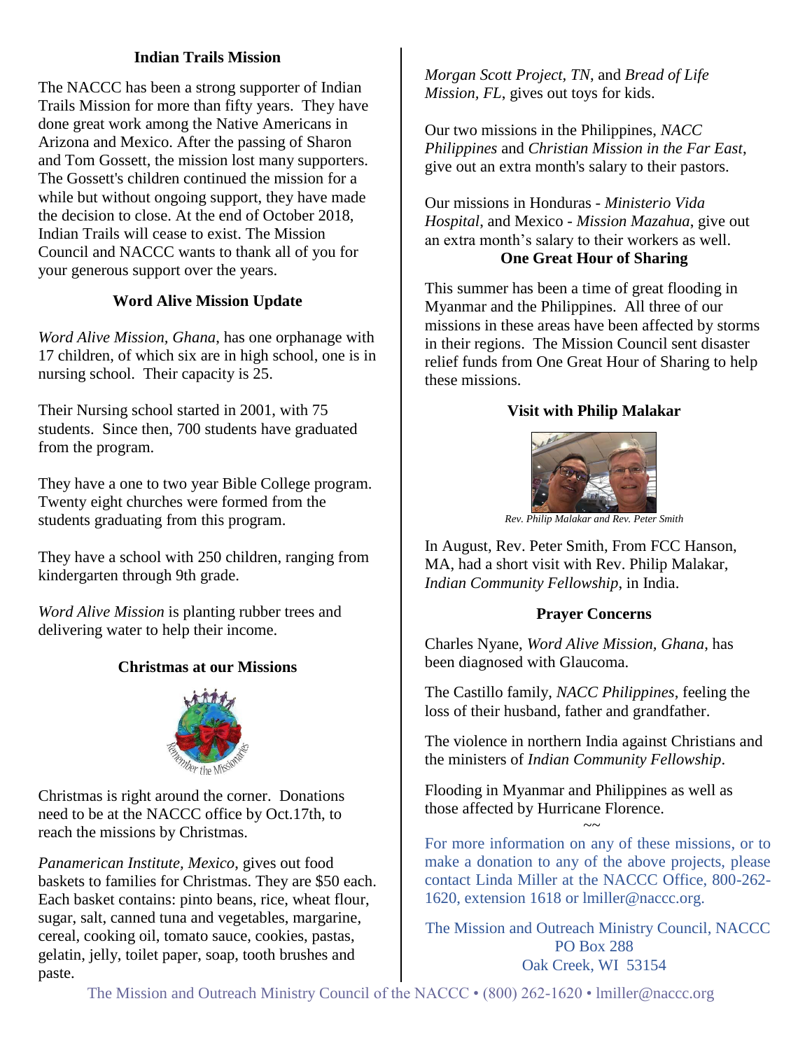### Indian Trails Mission

The NACCC has been a strong supporter of Indian Trails Mission for more than fifty years. They have done great work among the Native Americans in Arizona and Mexico. After the passing of Sharon and Tom Gossett, the mission lost many supporters. The Gossett's children continued the mission for a while but without ongoing support, they have made the decision to close. At the end of October 2018, Indian Trails will cease to exist. The Mission Council and NACCC wants to thank all of you for your generous support over the years.

### Word Alive Mission Update

*Word Alive Mission, Ghana*, has one orphanage with 17 children, of which six are in high school, one is in nursing school. Their capacity is 25.

Their Nursing school started in 2001, with 75 students. Since then, 700 students have graduated from the program.

They have a one to two year Bible College program. Twenty eight churches were formed from the students graduating from this program.

They have a school with 250 children, ranging from kindergarten through 9th grade.

*Word Alive Mission* is planting rubber trees and delivering water to help their income.

### Christmas at our Missions

Remember the Missionaries

Christmas is right around the corner. Donations need to be at the NACCC office by Oct.17th, to reach the missions by Christmas.

*Panamerican Institute, Mexico*, gives out food baskets to families for Christmas. They are $50 each. Each basket contains: pinto beans, rice, wheat flour, sugar, salt, canned tuna and vegetables, margarine, cereal, cooking oil, tomato sauce, cookies, pastas, gelatin, jelly, toilet paper, soap, tooth brushes and paste.

*Morgan Scott Project, TN*, and *Bread of Life Mission, FL*, gives out toys for kids.

Our two missions in the Philippines, *NACC Philippines* and *Christian Mission in the Far East*, give out an extra month's salary to their pastors.

Our missions in Honduras - *Ministerio Vida Hospital*, and Mexico - *Mission Mazahua*, give out an extra month's salary to their workers as well.

### One Great Hour of Sharing

This summer has been a time of great flooding in Myanmar and the Philippines. All three of our missions in these areas have been affected by storms in their regions. The Mission Council sent disaster relief funds from One Great Hour of Sharing to help these missions.

### Visit with Philip Malakar

*Rev. Philip Malakar and Rev. Peter Smith*

In August, Rev. Peter Smith, From FCC Hanson, MA, had a short visit with Rev. Philip Malakar, *Indian Community Fellowship*, in India.

### Prayer Concerns

Charles Nyane, *Word Alive Mission, Ghana*, has been diagnosed with Glaucoma.

The Castillo family, *NACC Philippines*, feeling the loss of their husband, father and grandfather.

The violence in northern India against Christians and the ministers of *Indian Community Fellowship*.

Flooding in Myanmar and Philippines as well as those affected by Hurricane Florence.

~~

For more information on any of these missions, or to make a donation to any of the above projects, please contact Linda Miller at the NACCC Office, 800-262-1620, extension 1618 or lmiller@naccc.org.

The Mission and Outreach Ministry Council, NACCC
PO Box 288
Oak Creek, WI 53154